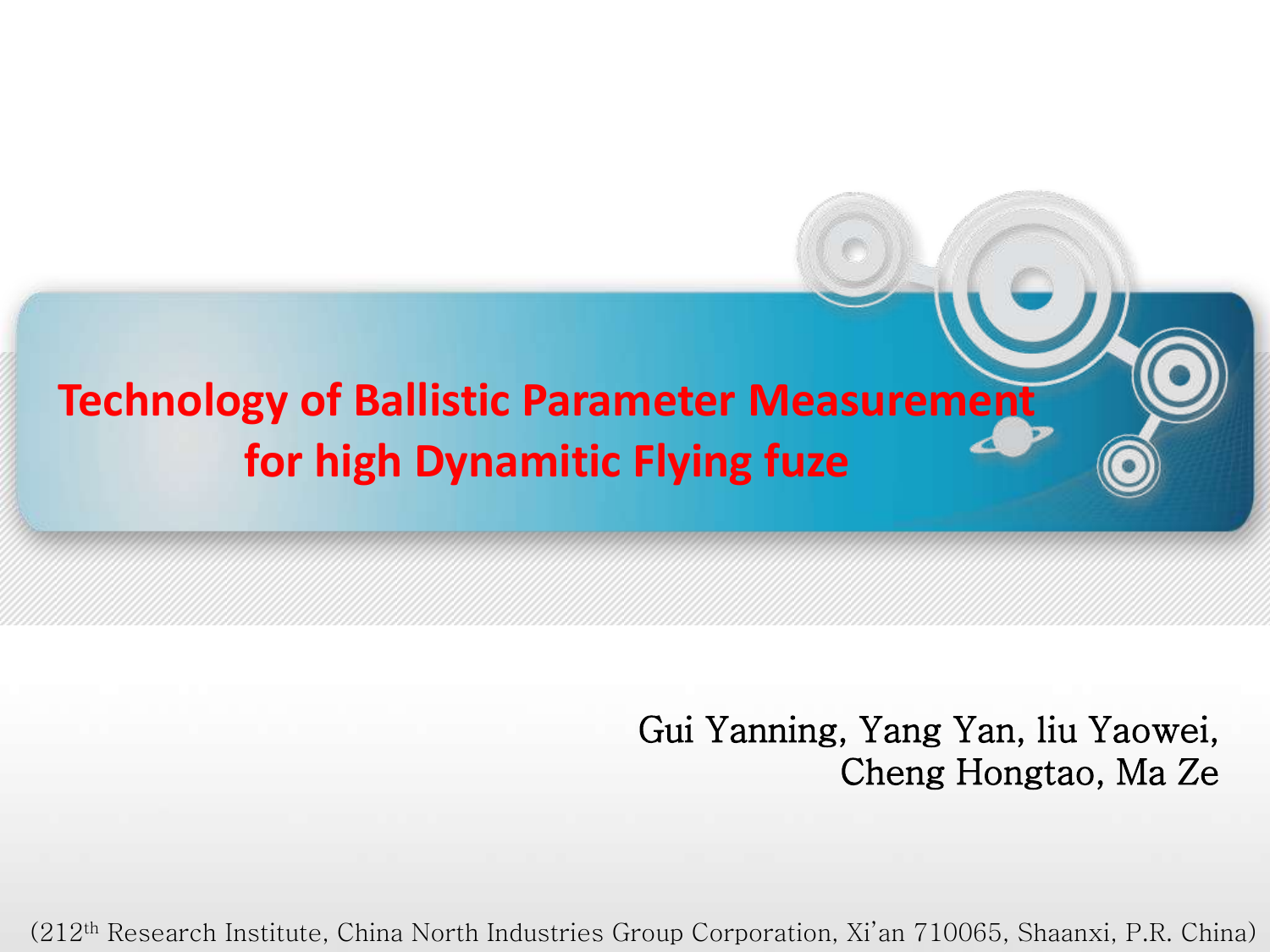# Technology of Ballistic Parameter Measurement for high Dynamitic Flying fuze

Gui Yanning, Yang Yan, liu Yaowei, Cheng Hongtao, Ma Ze

(212th Research Institute, China North Industries Group Corporation, Xi'an 710065, Shaanxi, P.R. China)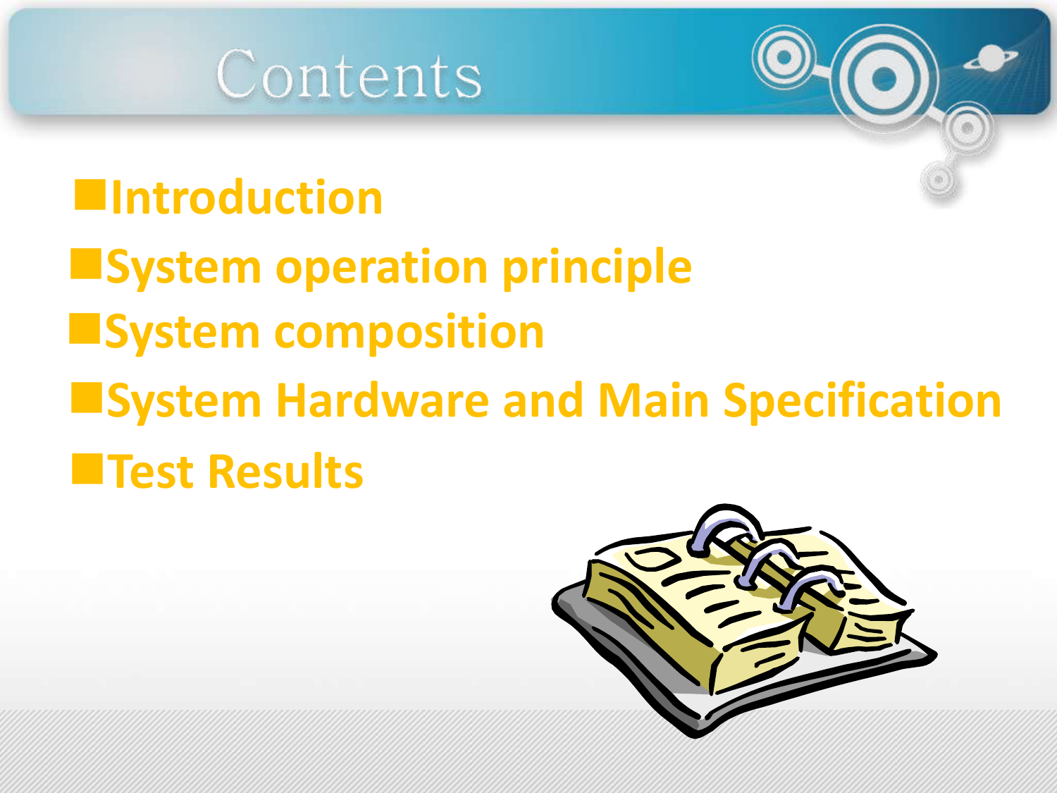# Contents

- Introduction
- System operation principle
- System composition
- System Hardware and Main Specification
- Test Results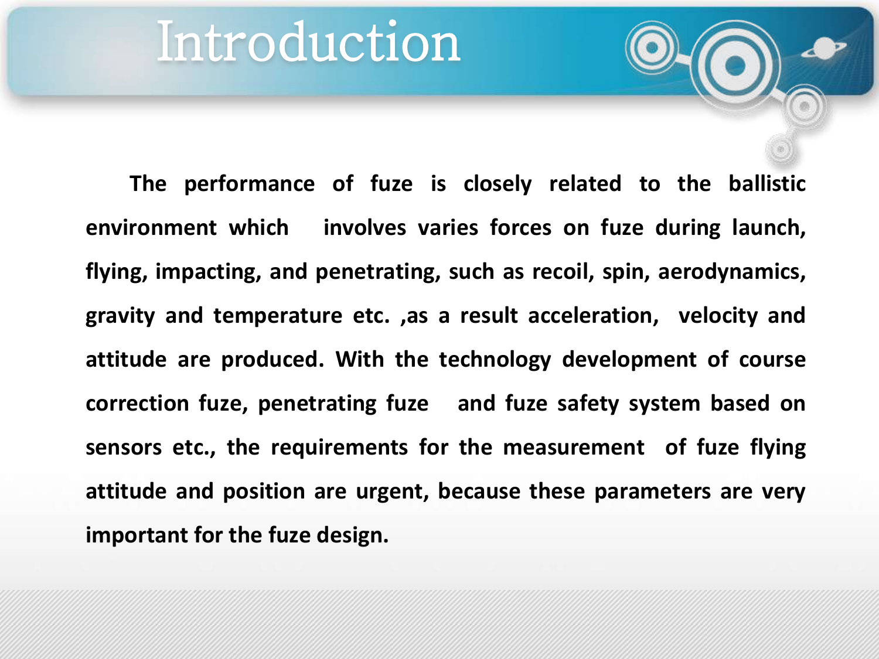# Introduction

**The performance of fuze is closely related to the ballistic environment which involves varies forces on fuze during launch, flying, impacting, and penetrating, such as recoil, spin, aerodynamics, gravity and temperature etc. ,as a result acceleration, velocity and attitude are produced. With the technology development of course correction fuze, penetrating fuze and fuze safety system based on sensors etc., the requirements for the measurement of fuze flying attitude and position are urgent, because these parameters are very important for the fuze design.**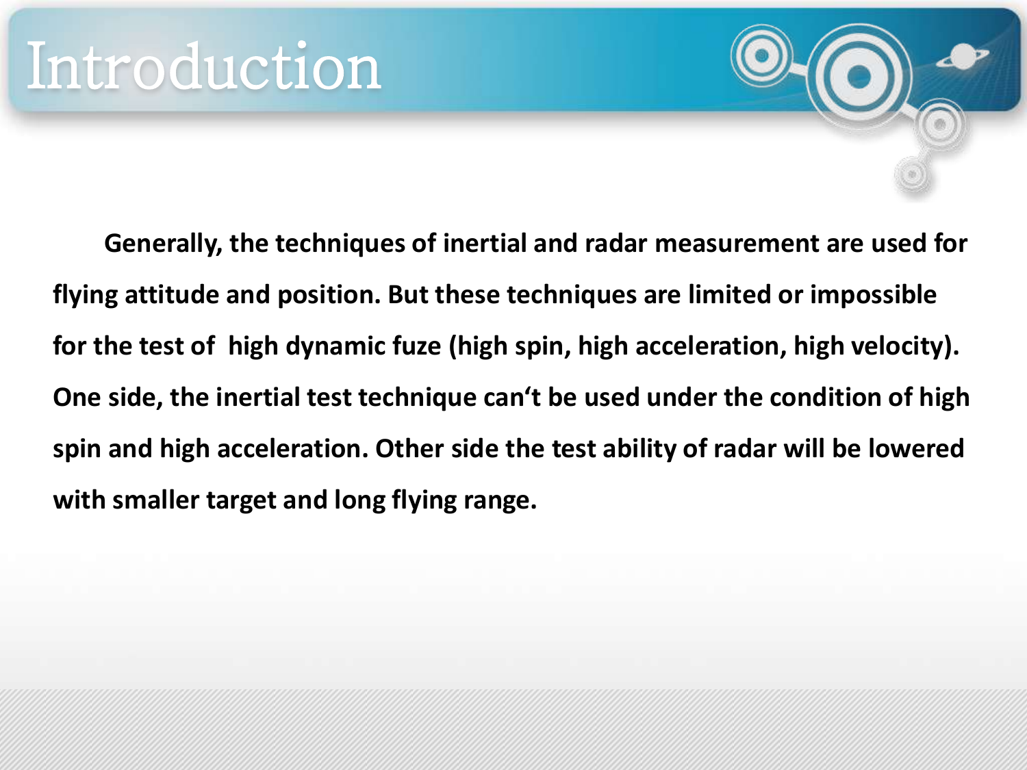# Introduction

**Generally, the techniques of inertial and radar measurement are used for flying attitude and position. But these techniques are limited or impossible for the test of high dynamic fuze (high spin, high acceleration, high velocity). One side, the inertial test technique can't be used under the condition of high spin and high acceleration. Other side the test ability of radar will be lowered with smaller target and long flying range.**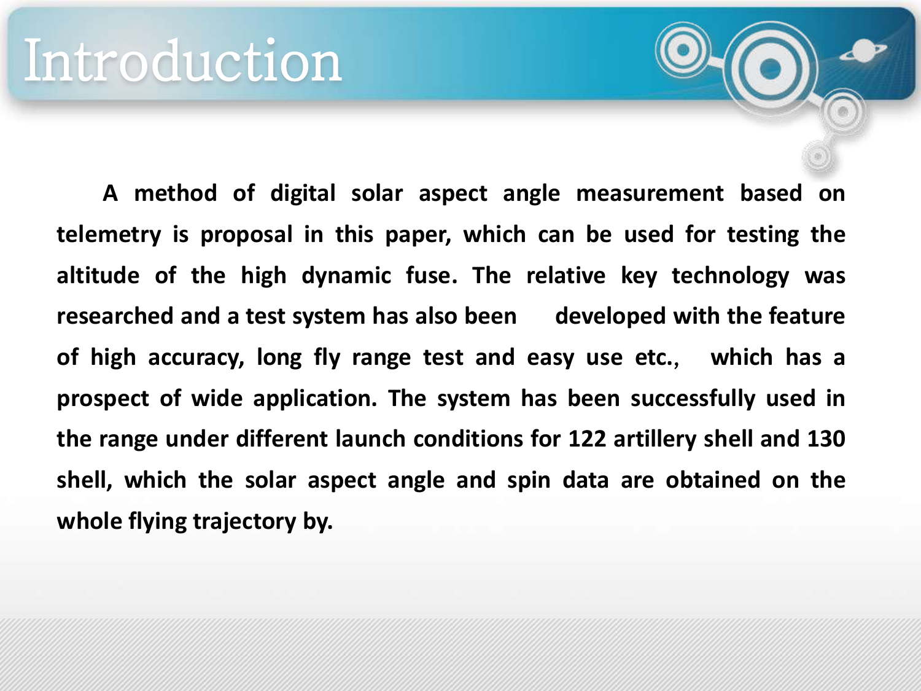# Introduction

**A method of digital solar aspect angle measurement based on telemetry is proposal in this paper, which can be used for testing the altitude of the high dynamic fuse. The relative key technology was researched and a test system has also been developed with the feature of high accuracy, long fly range test and easy use etc., which has a prospect of wide application. The system has been successfully used in the range under different launch conditions for 122 artillery shell and 130 shell, which the solar aspect angle and spin data are obtained on the whole flying trajectory by.**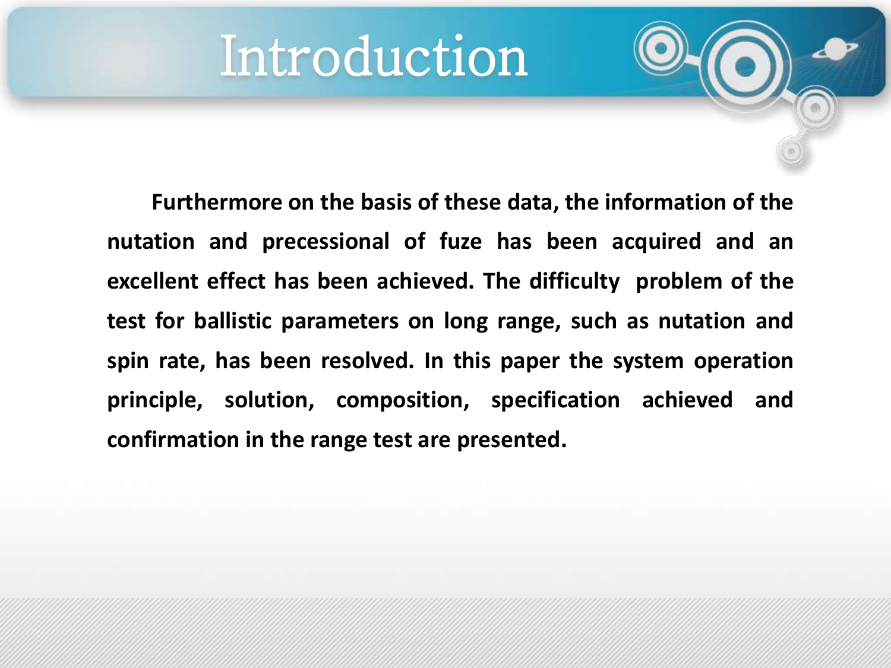# Introduction

**Furthermore on the basis of these data, the information of the nutation and precessional of fuze has been acquired and an excellent effect has been achieved. The difficulty problem of the test for ballistic parameters on long range, such as nutation and spin rate, has been resolved. In this paper the system operation principle, solution, composition, specification achieved and confirmation in the range test are presented.**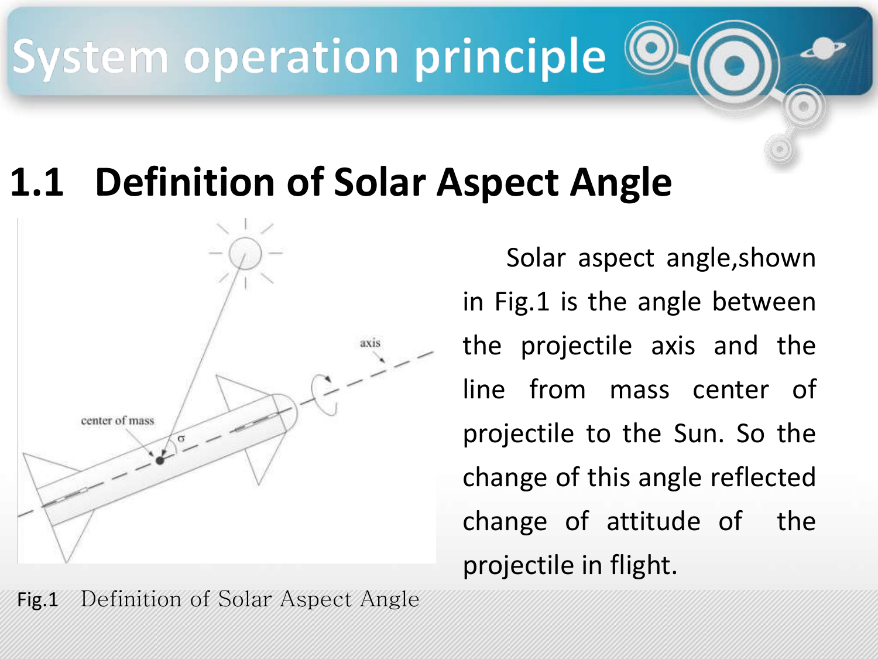# System operation principle

## 1.1 Definition of Solar Aspect Angle

Solar aspect angle,shown in Fig.1 is the angle between the projectile axis and the line from mass center of projectile to the Sun. So the change of this angle reflected change of attitude of the projectile in flight.

Fig.1 Definition of Solar Aspect Angle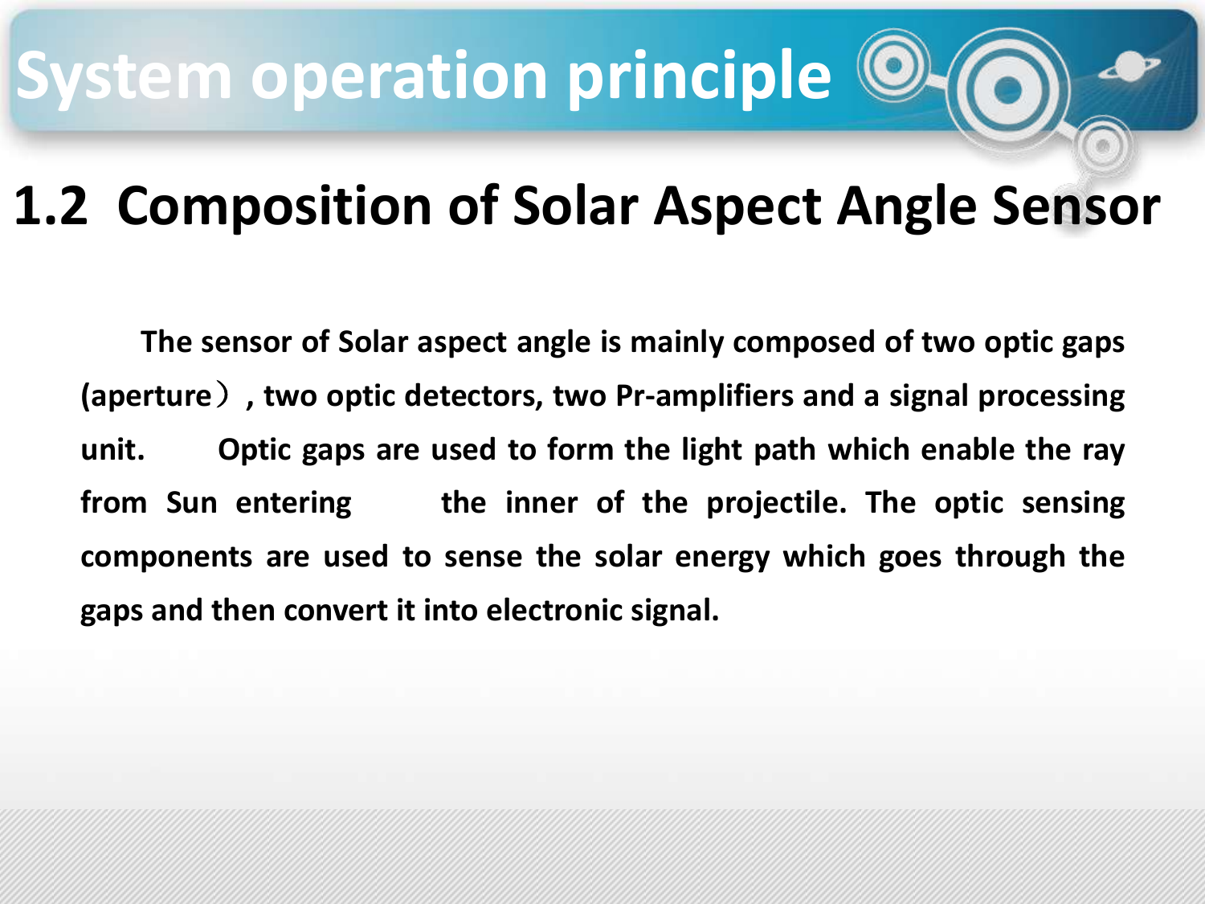# System operation principle

## 1.2 Composition of Solar Aspect Angle Sensor

The sensor of Solar aspect angle is mainly composed of two optic gaps (aperture）, two optic detectors, two Pr-amplifiers and a signal processing unit. Optic gaps are used to form the light path which enable the ray from Sun entering the inner of the projectile. The optic sensing components are used to sense the solar energy which goes through the gaps and then convert it into electronic signal.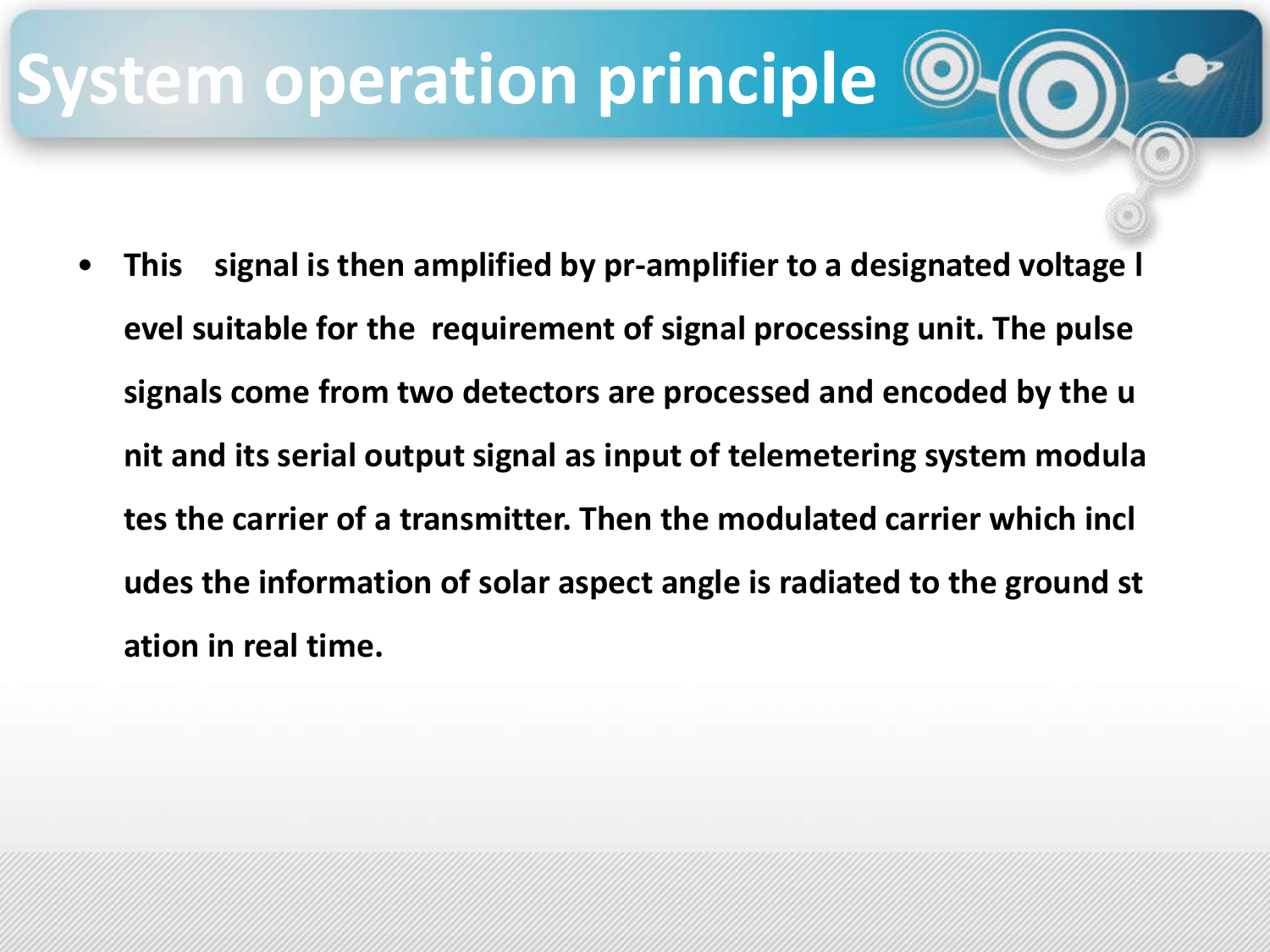# System operation principle

- **This signal is then amplified by pr-amplifier to a designated voltage level suitable for the requirement of signal processing unit. The pulse signals come from two detectors are processed and encoded by the unit and its serial output signal as input of telemetering system modulates the carrier of a transmitter. Then the modulated carrier which includes the information of solar aspect angle is radiated to the ground station in real time.**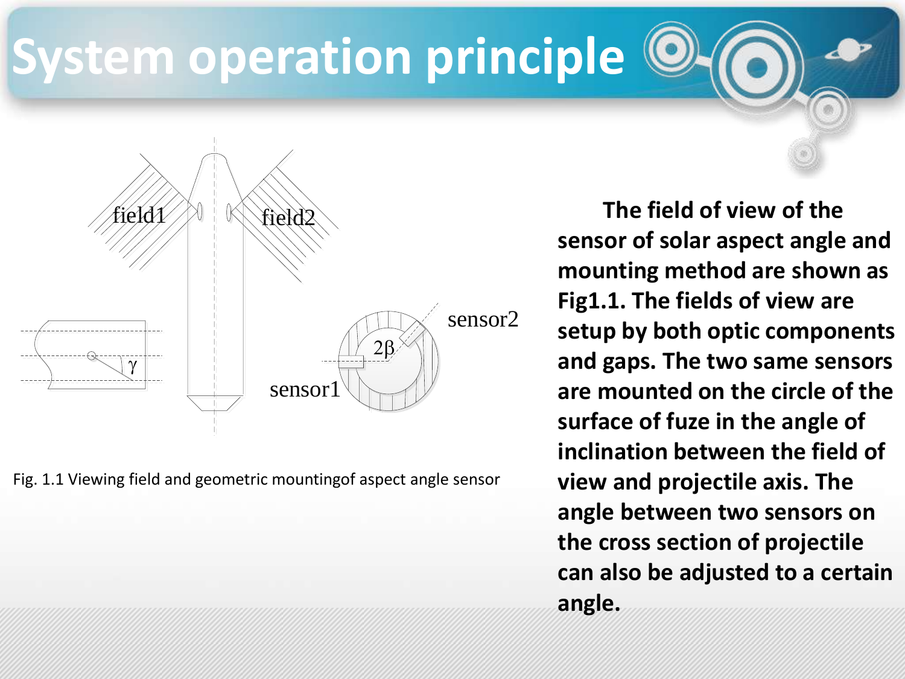# System operation principle

Fig. 1.1 Viewing field and geometric mountingof aspect angle sensor

**The field of view of the sensor of solar aspect angle and mounting method are shown as Fig1.1. The fields of view are setup by both optic components and gaps. The two same sensors are mounted on the circle of the surface of fuze in the angle of inclination between the field of view and projectile axis. The angle between two sensors on the cross section of projectile can also be adjusted to a certain angle.**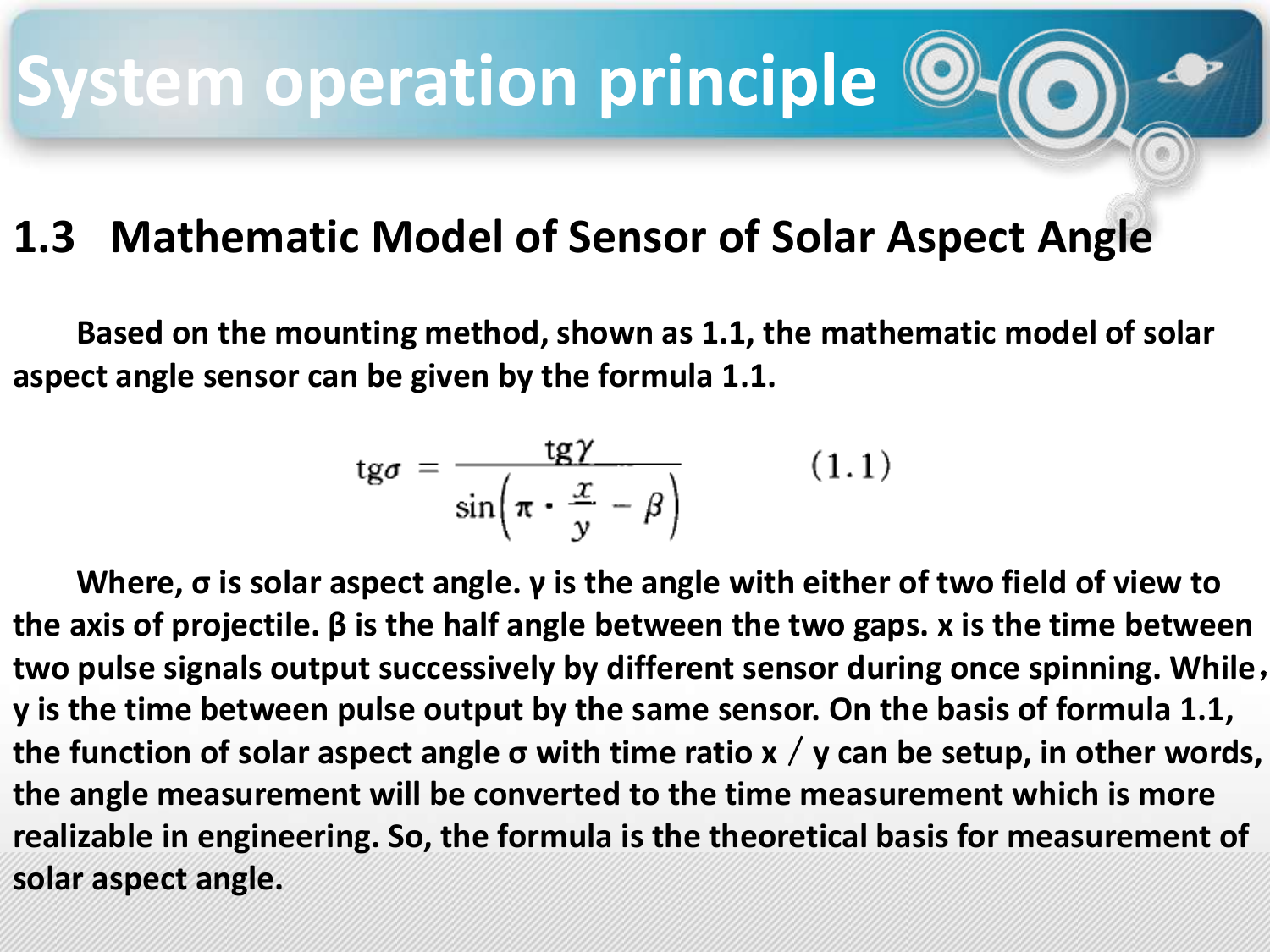# System operation principle

## 1.3 Mathematic Model of Sensor of Solar Aspect Angle

**Based on the mounting method, shown as 1.1, the mathematic model of solar aspect angle sensor can be given by the formula 1.1.**

$$\mathrm{tg}\sigma = \frac{\mathrm{tg}\gamma}{\sin\left(\pi \cdot \frac{x}{y} - \beta\right)} \qquad (1.1)$$

**Where, σ is solar aspect angle. γ is the angle with either of two field of view to the axis of projectile. β is the half angle between the two gaps. x is the time between two pulse signals output successively by different sensor during once spinning. While， y is the time between pulse output by the same sensor. On the basis of formula 1.1, the function of solar aspect angle σ with time ratio x / y can be setup, in other words, the angle measurement will be converted to the time measurement which is more realizable in engineering. So, the formula is the theoretical basis for measurement of solar aspect angle.**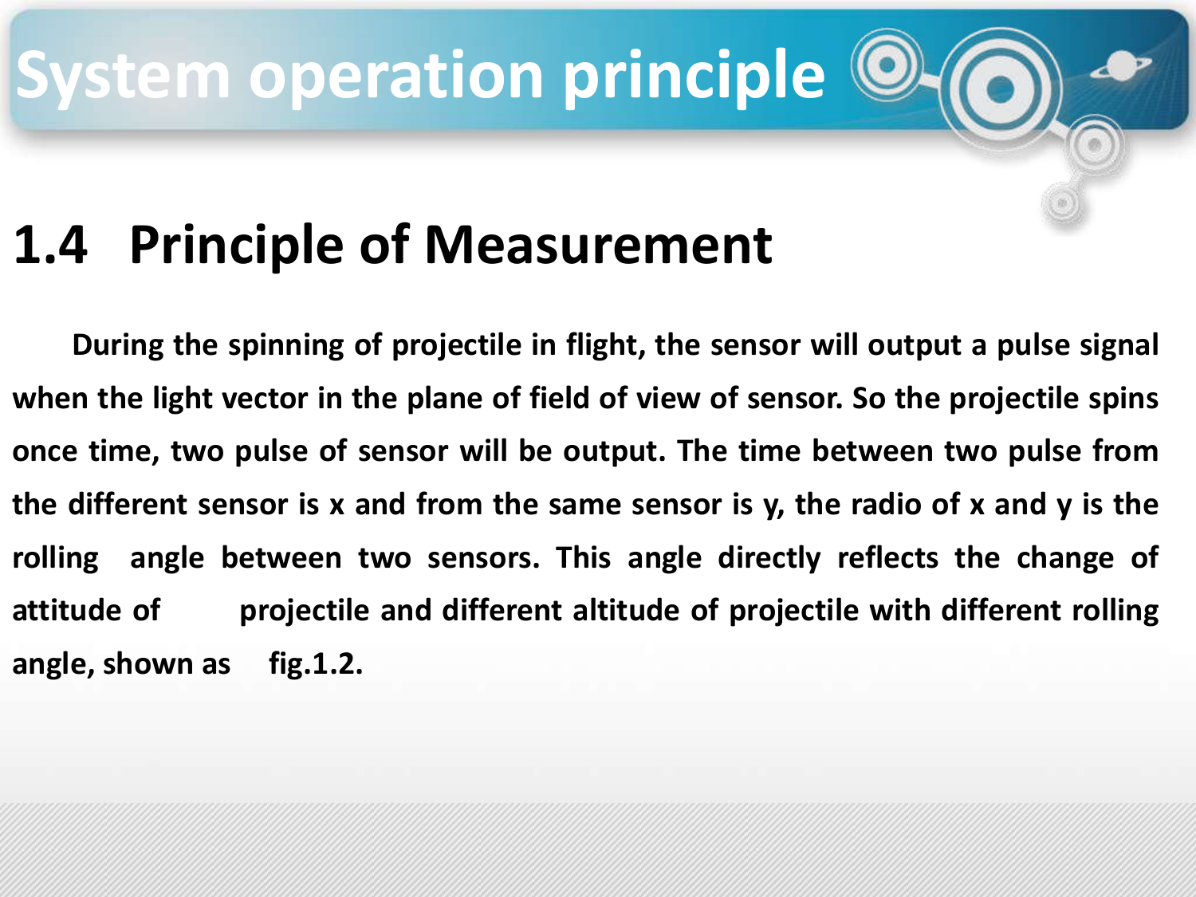# System operation principle

## 1.4 Principle of Measurement

During the spinning of projectile in flight, the sensor will output a pulse signal when the light vector in the plane of field of view of sensor. So the projectile spins once time, two pulse of sensor will be output. The time between two pulse from the different sensor is x and from the same sensor is y, the radio of x and y is the rolling angle between two sensors. This angle directly reflects the change of attitude of projectile and different altitude of projectile with different rolling angle, shown as fig.1.2.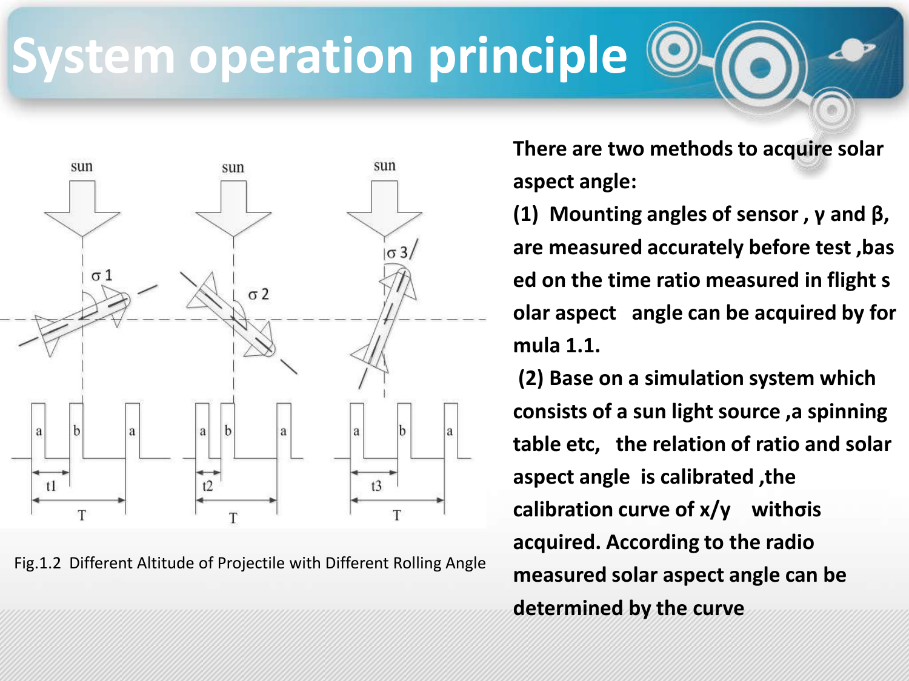# System operation principle

Fig.1.2 Different Altitude of Projectile with Different Rolling Angle

There are two methods to acquire solar aspect angle:

(1) Mounting angles of sensor , γ and β, are measured accurately before test ,based on the time ratio measured in flight solar aspect angle can be acquired by formula 1.1.

(2) Base on a simulation system which consists of a sun light source ,a spinning table etc, the relation of ratio and solar aspect angle is calibrated ,the calibration curve of x/y withσis acquired. According to the radio measured solar aspect angle can be determined by the curve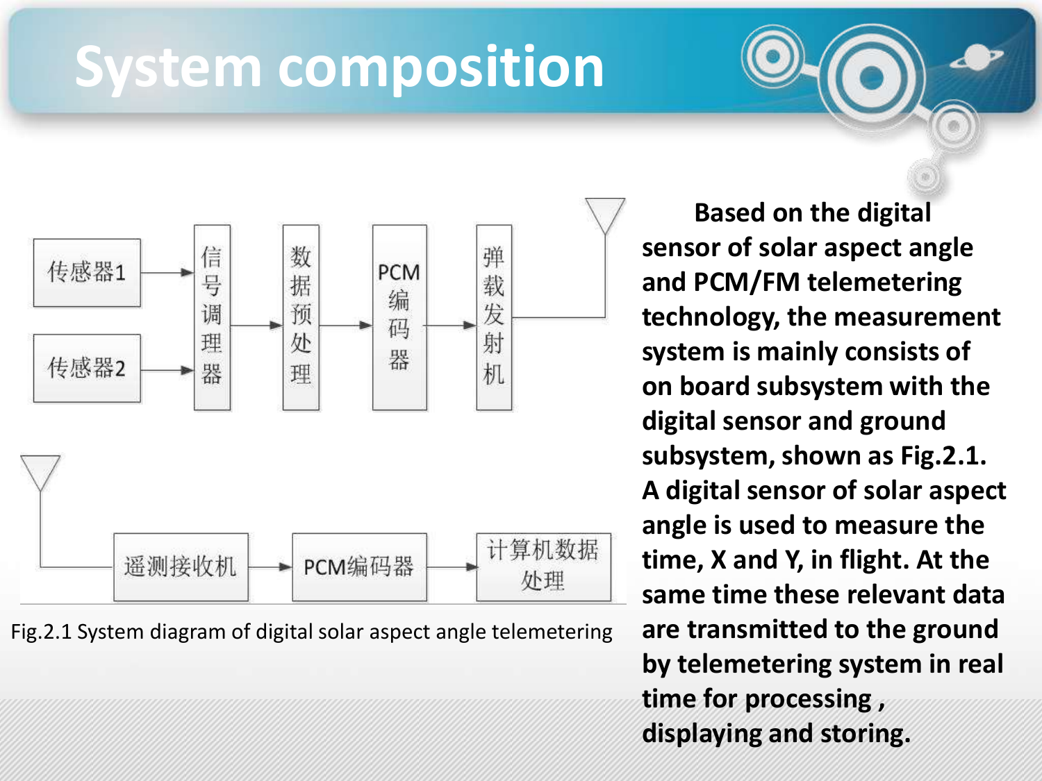# System composition

传感器1 → 信号调理器 → 数据预处理 → PCM编码器 → 弹载发射机

传感器2 → 信号调理器

遥测接收机 → PCM编码器 → 计算机数据处理

Fig.2.1 System diagram of digital solar aspect angle telemetering

**Based on the digital sensor of solar aspect angle and PCM/FM telemetering technology, the measurement system is mainly consists of on board subsystem with the digital sensor and ground subsystem, shown as Fig.2.1. A digital sensor of solar aspect angle is used to measure the time, X and Y, in flight. At the same time these relevant data are transmitted to the ground by telemetering system in real time for processing , displaying and storing.**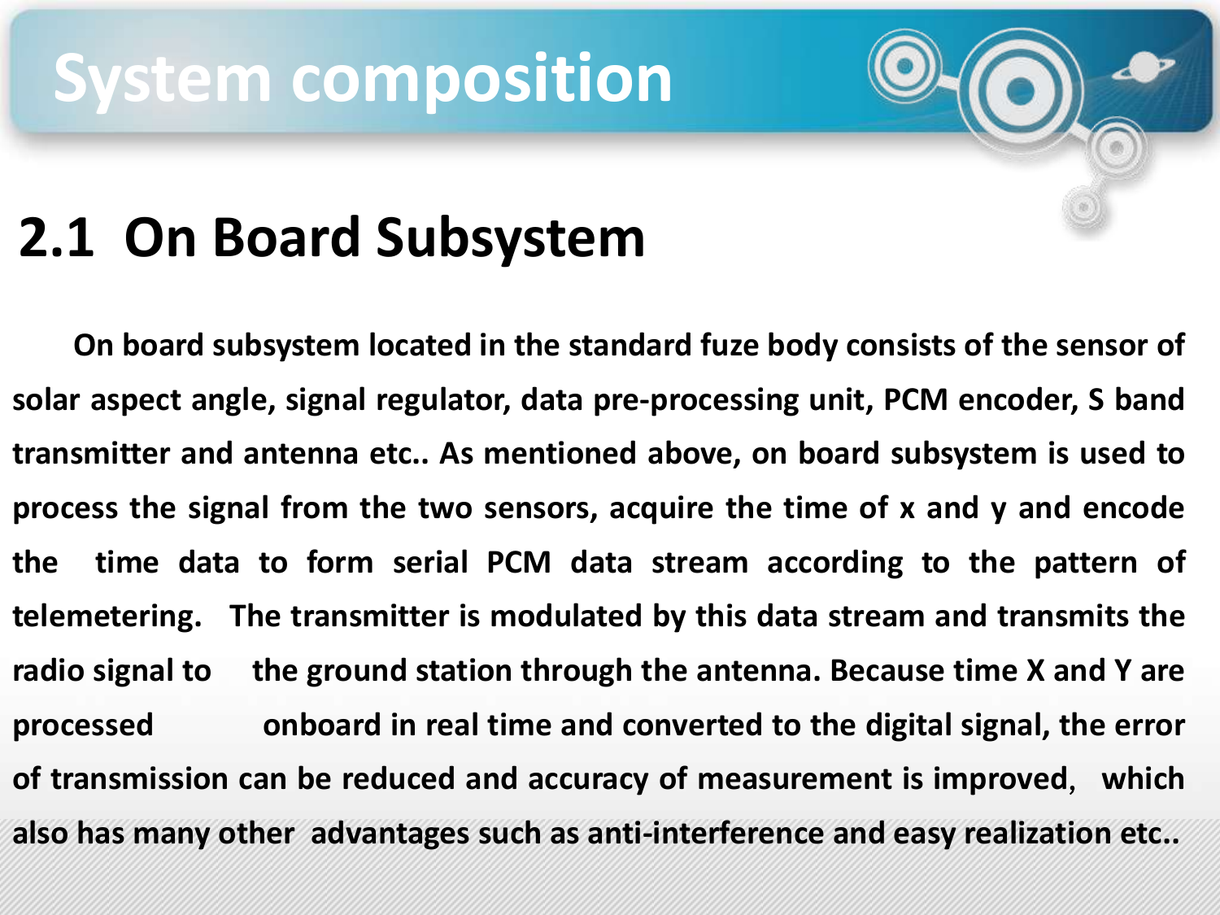# System composition

## 2.1 On Board Subsystem

On board subsystem located in the standard fuze body consists of the sensor of solar aspect angle, signal regulator, data pre-processing unit, PCM encoder, S band transmitter and antenna etc.. As mentioned above, on board subsystem is used to process the signal from the two sensors, acquire the time of x and y and encode the time data to form serial PCM data stream according to the pattern of telemetering. The transmitter is modulated by this data stream and transmits the radio signal to the ground station through the antenna. Because time X and Y are processed onboard in real time and converted to the digital signal, the error of transmission can be reduced and accuracy of measurement is improved, which also has many other advantages such as anti-interference and easy realization etc..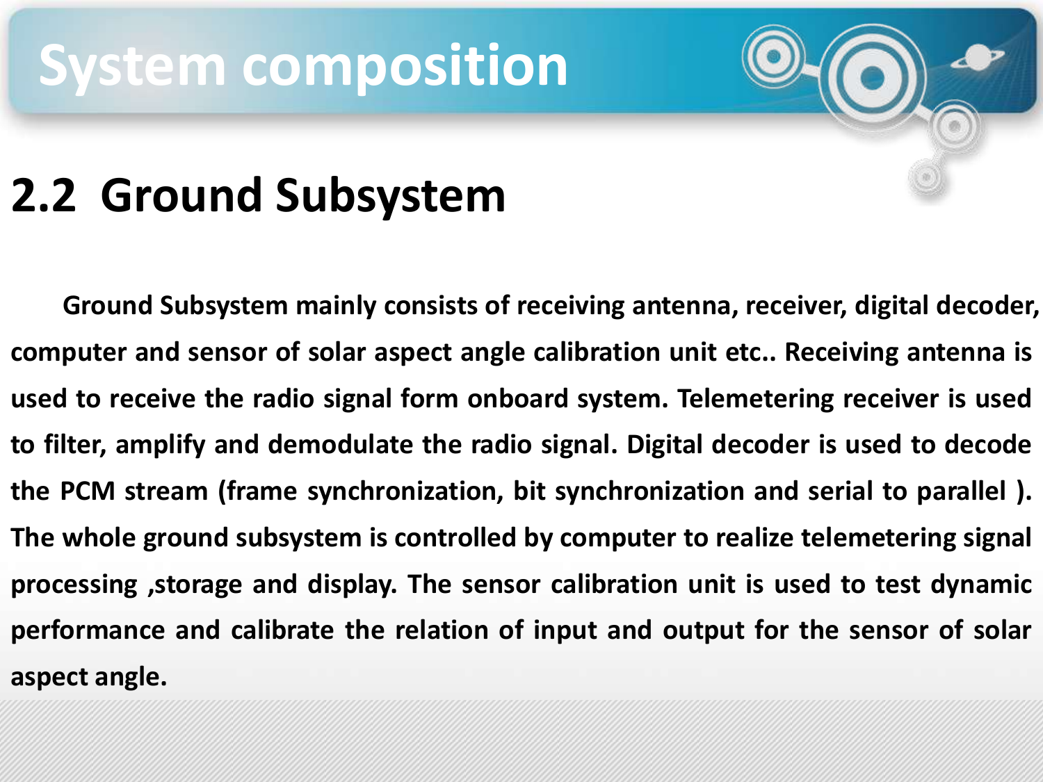# System composition

## 2.2 Ground Subsystem

Ground Subsystem mainly consists of receiving antenna, receiver, digital decoder, computer and sensor of solar aspect angle calibration unit etc.. Receiving antenna is used to receive the radio signal form onboard system. Telemetering receiver is used to filter, amplify and demodulate the radio signal. Digital decoder is used to decode the PCM stream (frame synchronization, bit synchronization and serial to parallel ). The whole ground subsystem is controlled by computer to realize telemetering signal processing ,storage and display. The sensor calibration unit is used to test dynamic performance and calibrate the relation of input and output for the sensor of solar aspect angle.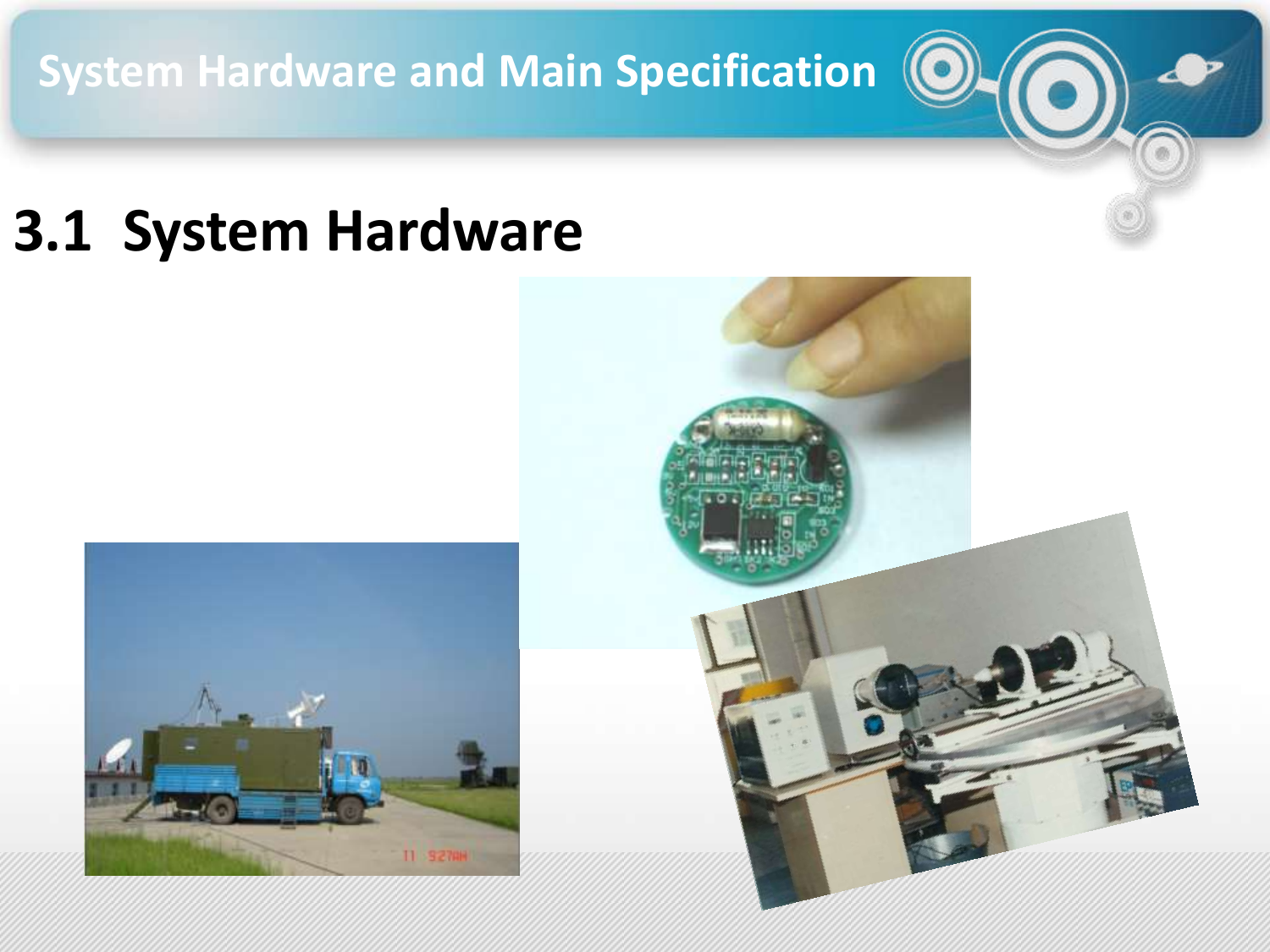# System Hardware and Main Specification

## 3.1 System Hardware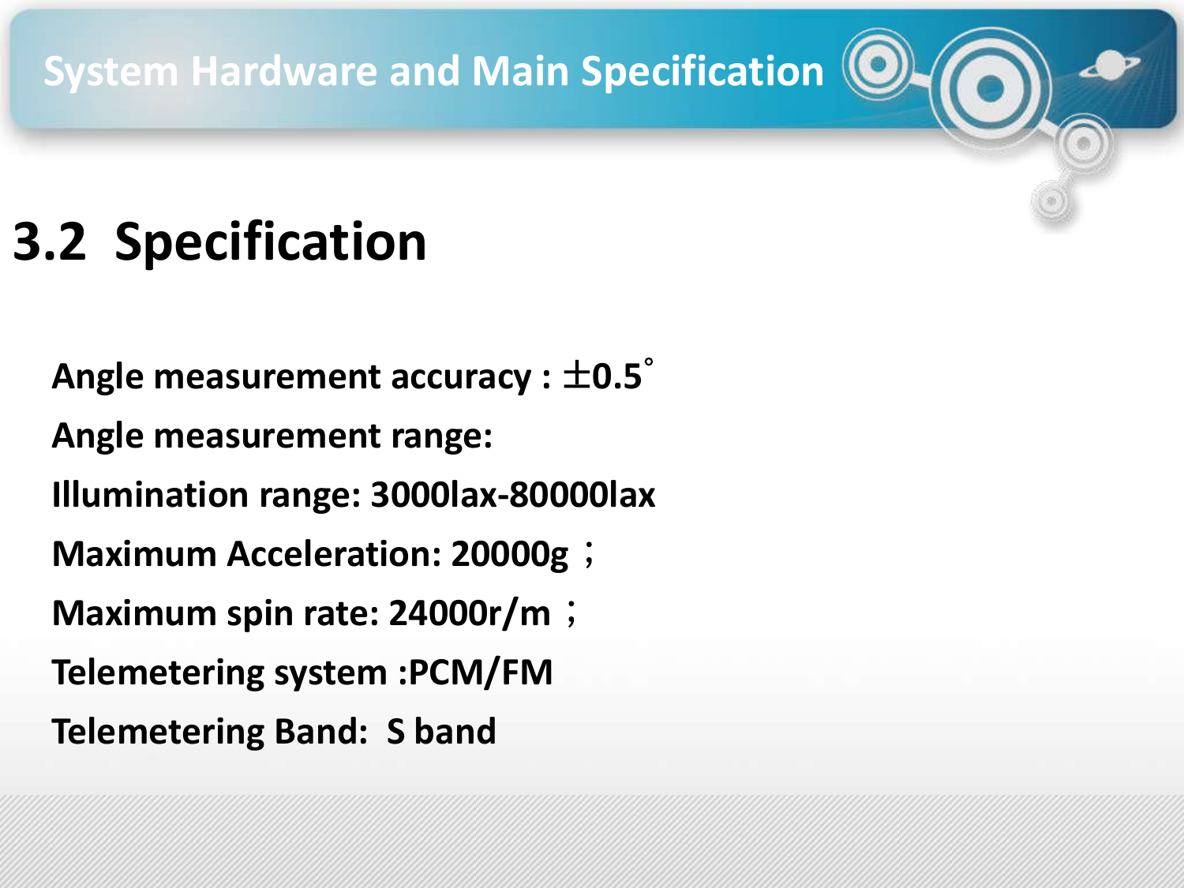# System Hardware and Main Specification

## 3.2 Specification

**Angle measurement accuracy : $\pm 0.5^{\circ}$**

**Angle measurement range:**

**Illumination range: 3000lax-80000lax**

**Maximum Acceleration: 20000g ；**

**Maximum spin rate: 24000r/m ；**

**Telemetering system :PCM/FM**

**Telemetering Band: S band**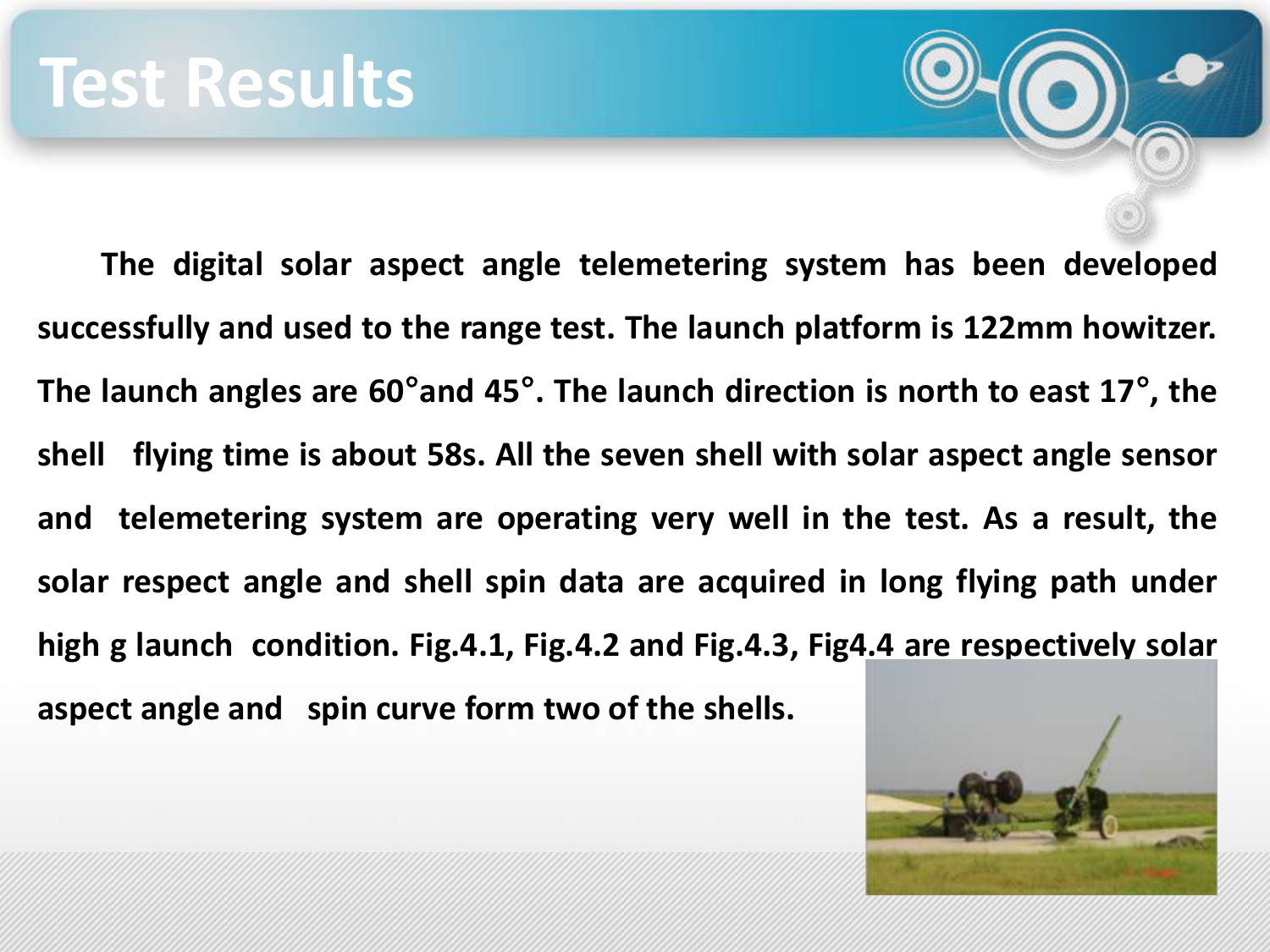# Test Results

The digital solar aspect angle telemetering system has been developed successfully and used to the range test. The launch platform is 122mm howitzer. The launch angles are 60°and 45°. The launch direction is north to east 17°, the shell flying time is about 58s. All the seven shell with solar aspect angle sensor and telemetering system are operating very well in the test. As a result, the solar respect angle and shell spin data are acquired in long flying path under high g launch condition. Fig.4.1, Fig.4.2 and Fig.4.3, Fig4.4 are respectively solar aspect angle and spin curve form two of the shells.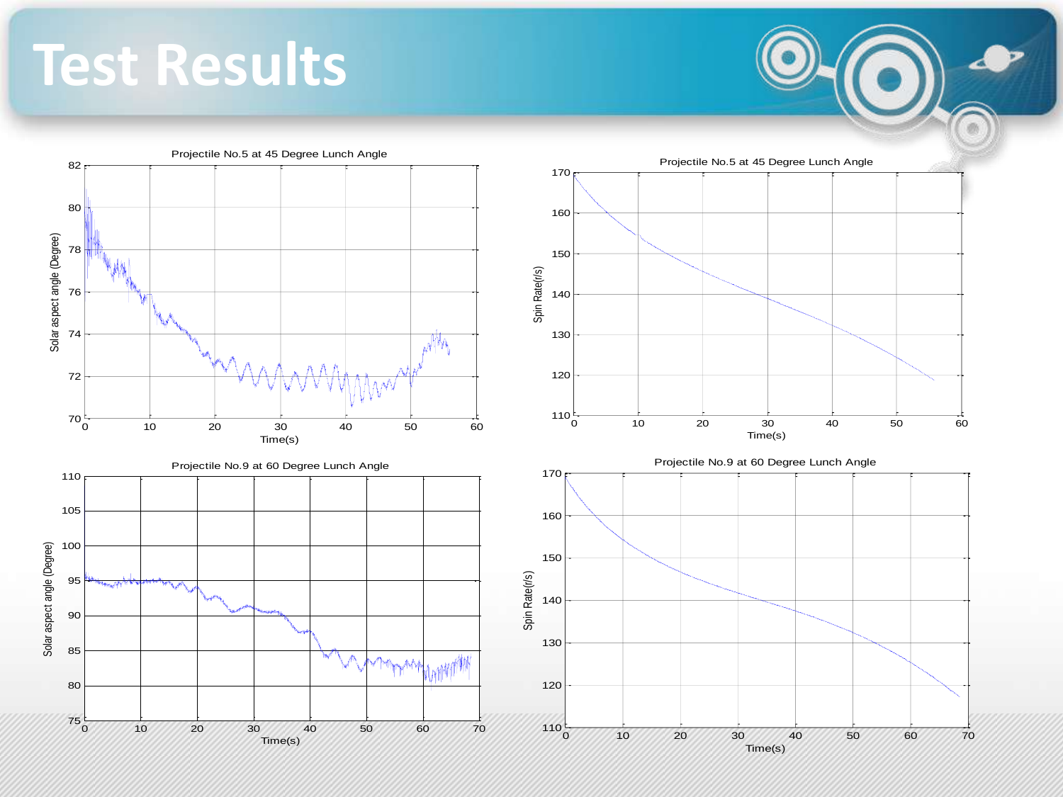# Test Results

Projectile No.5 at 45 Degree Lunch Angle

Projectile No.5 at 45 Degree Lunch Angle

Projectile No.9 at 60 Degree Lunch Angle

Projectile No.9 at 60 Degree Lunch Angle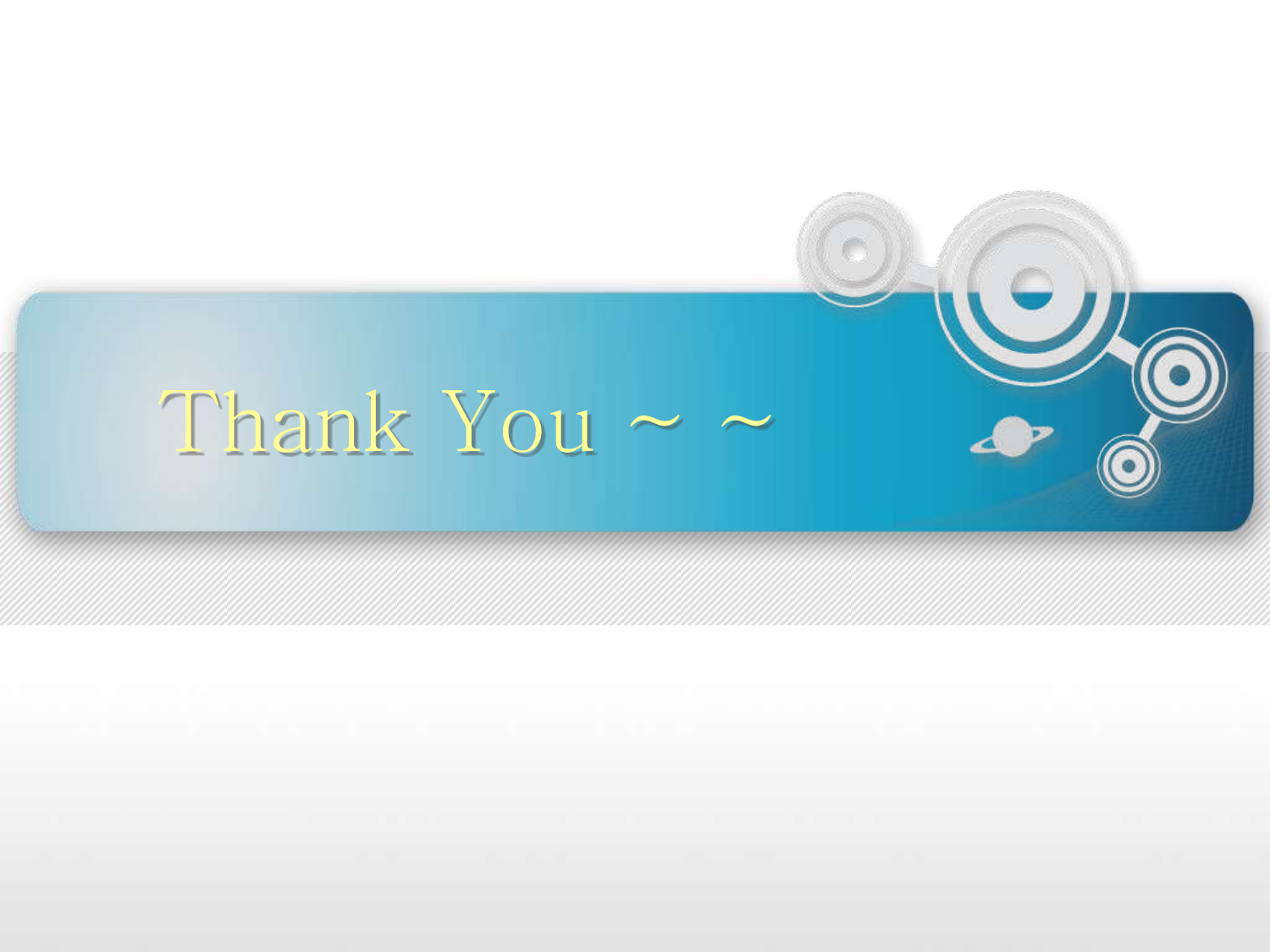# Thank You ~ ~